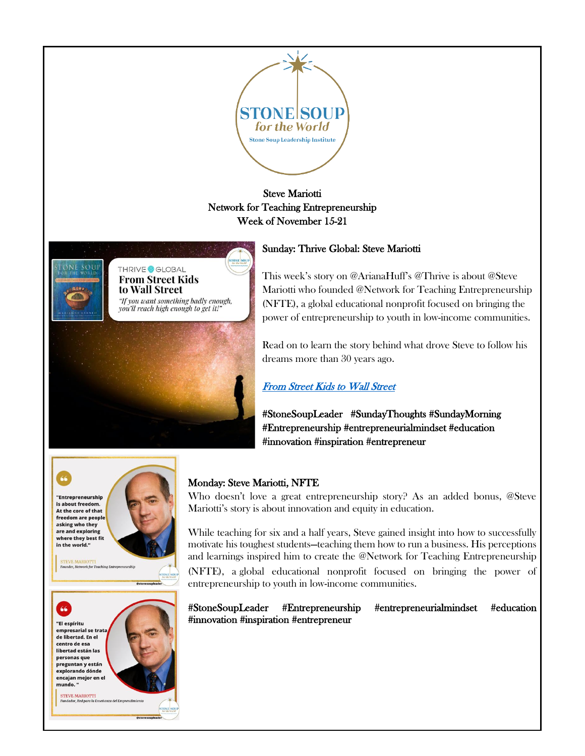STONE SOUP for the World

Stone Soup Leadership Institute

Steve Mariotti
Network for Teaching Entrepreneurship
Week of November 15-21

## Sunday: Thrive Global: Steve Mariotti

This week's story on @AriannaHuff's @Thrive is about @Steve Mariotti who founded @Network for Teaching Entrepreneurship (NFTE), a global educational nonprofit focused on bringing the power of entrepreneurship to youth in low-income communities.

Read on to learn the story behind what drove Steve to follow his dreams more than 30 years ago.

*From Street Kids to Wall Street*

#StoneSoupLeader #SundayThoughts #SundayMorning #Entrepreneurship #entrepreneurialmindset #education #innovation #inspiration #entrepreneur

## Monday: Steve Mariotti, NFTE

Who doesn't love a great entrepreneurship story? As an added bonus, @Steve Mariotti's story is about innovation and equity in education.

While teaching for six and a half years, Steve gained insight into how to successfully motivate his toughest students—teaching them how to run a business. His perceptions and learnings inspired him to create the @Network for Teaching Entrepreneurship (NFTE), a global educational nonprofit focused on bringing the power of entrepreneurship to youth in low-income communities.

#StoneSoupLeader #Entrepreneurship #entrepreneurialmindset #education #innovation #inspiration #entrepreneur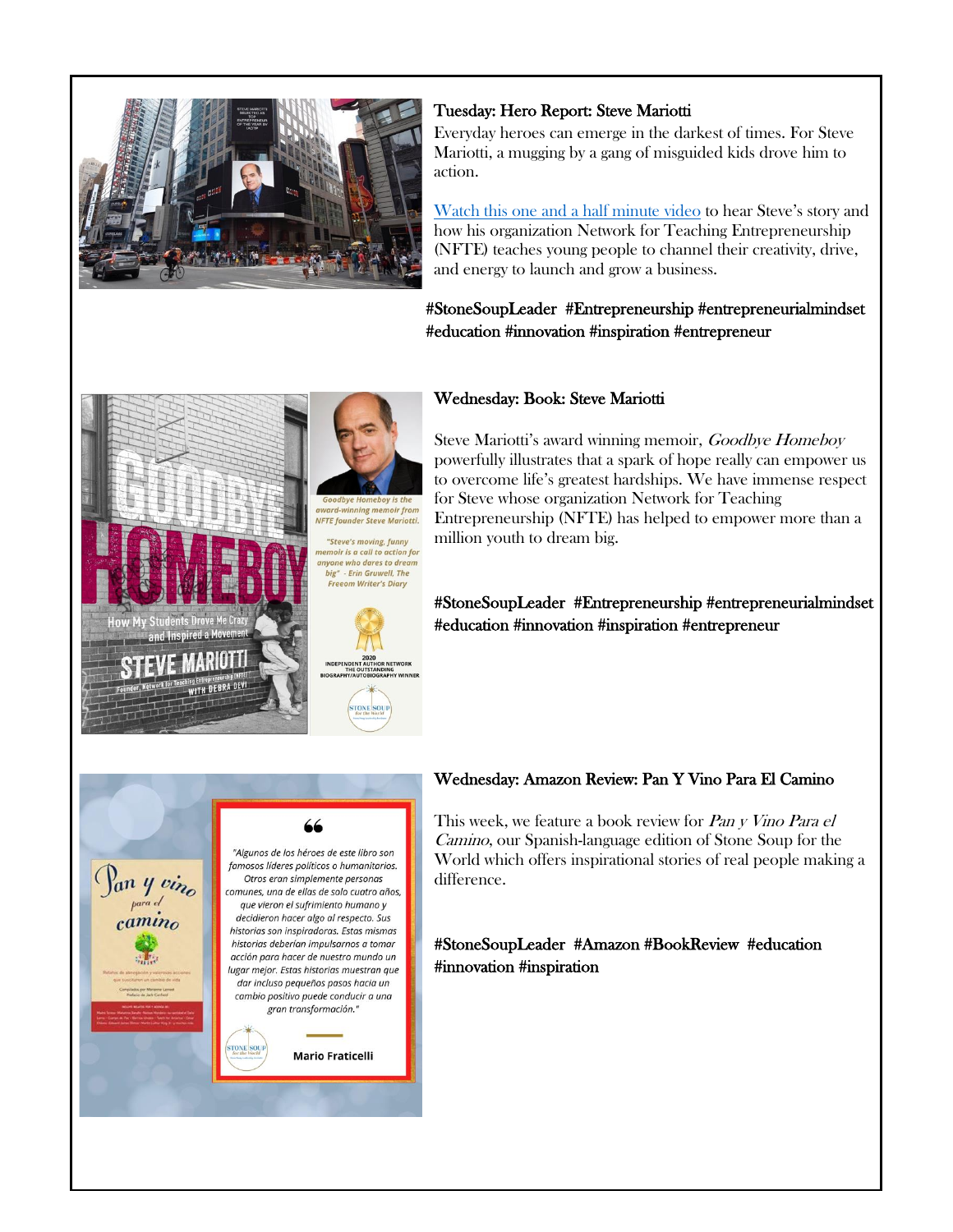### Tuesday: Hero Report: Steve Mariotti

Everyday heroes can emerge in the darkest of times. For Steve Mariotti, a mugging by a gang of misguided kids drove him to action.

[Watch this one and a half minute video]() to hear Steve's story and how his organization Network for Teaching Entrepreneurship (NFTE) teaches young people to channel their creativity, drive, and energy to launch and grow a business.

#StoneSoupLeader #Entrepreneurship #entrepreneurialmindset #education #innovation #inspiration #entrepreneur

### Wednesday: Book: Steve Mariotti

Steve Mariotti's award winning memoir, *Goodbye Homeboy* powerfully illustrates that a spark of hope really can empower us to overcome life's greatest hardships. We have immense respect for Steve whose organization Network for Teaching Entrepreneurship (NFTE) has helped to empower more than a million youth to dream big.

#StoneSoupLeader #Entrepreneurship #entrepreneurialmindset #education #innovation #inspiration #entrepreneur

### Wednesday: Amazon Review: Pan Y Vino Para El Camino

This week, we feature a book review for *Pan y Vino Para el Camino*, our Spanish-language edition of Stone Soup for the World which offers inspirational stories of real people making a difference.

#StoneSoupLeader #Amazon #BookReview #education #innovation #inspiration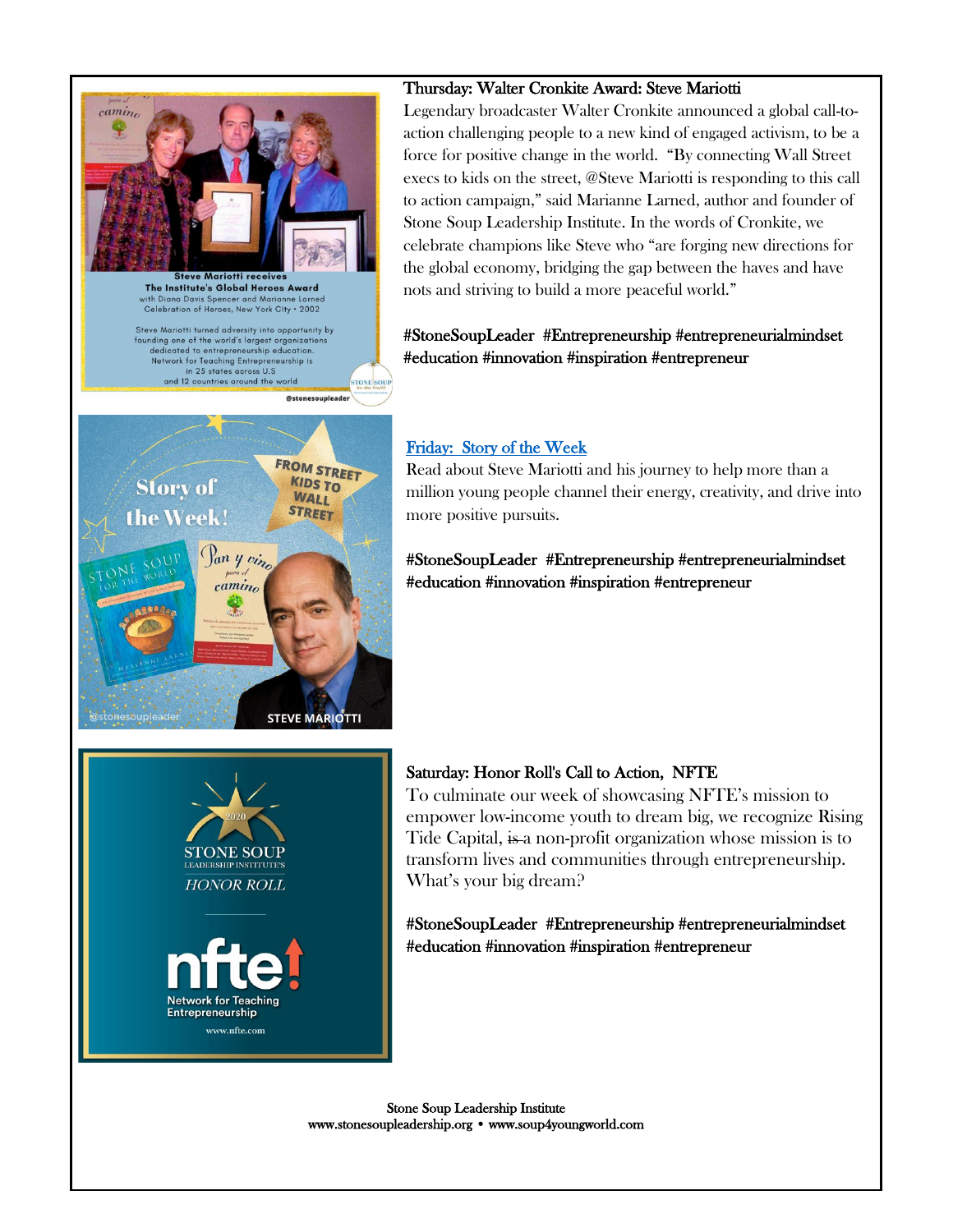**Thursday: Walter Cronkite Award: Steve Mariotti**

Legendary broadcaster Walter Cronkite announced a global call-to-action challenging people to a new kind of engaged activism, to be a force for positive change in the world. "By connecting Wall Street execs to kids on the street, @Steve Mariotti is responding to this call to action campaign," said Marianne Larned, author and founder of Stone Soup Leadership Institute. In the words of Cronkite, we celebrate champions like Steve who "are forging new directions for the global economy, bridging the gap between the haves and have nots and striving to build a more peaceful world."

#StoneSoupLeader #Entrepreneurship #entrepreneurialmindset #education #innovation #inspiration #entrepreneur

[Friday: Story of the Week]

Read about Steve Mariotti and his journey to help more than a million young people channel their energy, creativity, and drive into more positive pursuits.

#StoneSoupLeader #Entrepreneurship #entrepreneurialmindset #education #innovation #inspiration #entrepreneur

**Saturday: Honor Roll's Call to Action, NFTE**

To culminate our week of showcasing NFTE's mission to empower low-income youth to dream big, we recognize Rising Tide Capital, ~~is~~ a non-profit organization whose mission is to transform lives and communities through entrepreneurship. What's your big dream?

#StoneSoupLeader #Entrepreneurship #entrepreneurialmindset #education #innovation #inspiration #entrepreneur

Stone Soup Leadership Institute
www.stonesoupleadership.org • www.soup4youngworld.com